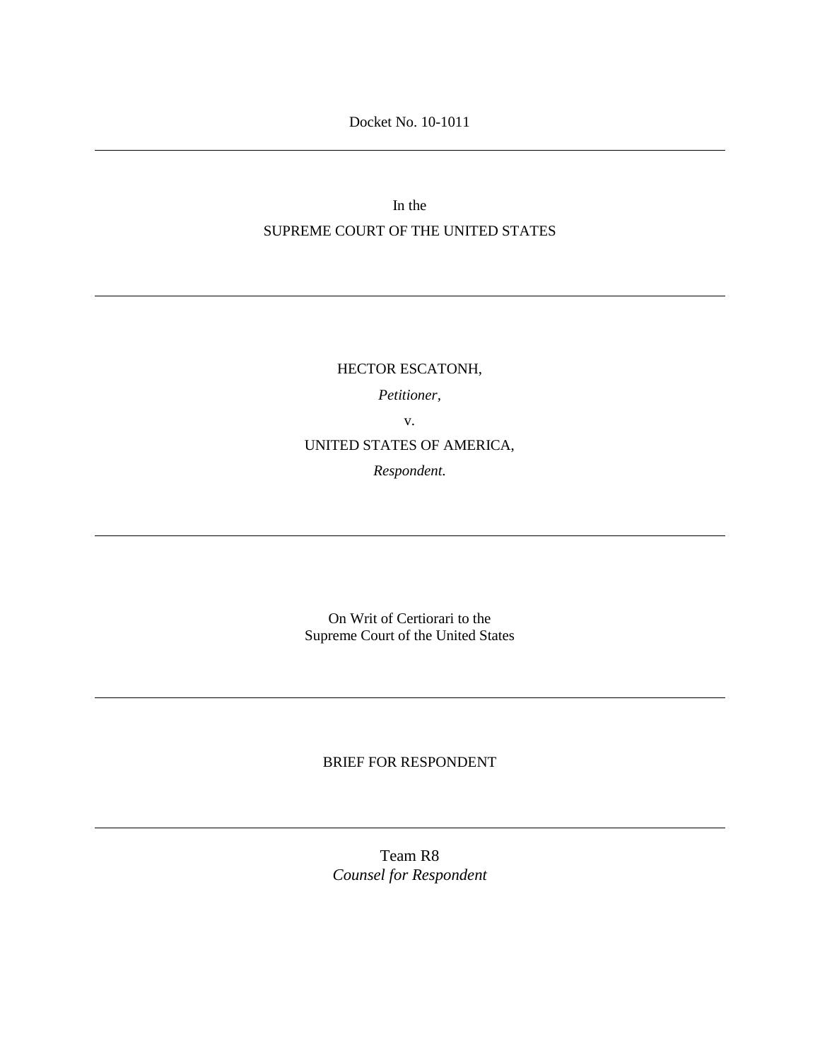Docket No. 10-1011

---

In the

SUPREME COURT OF THE UNITED STATES

---

HECTOR ESCATONH,

*Petitioner,*

v.

UNITED STATES OF AMERICA,

*Respondent.*

---

On Writ of Certiorari to the
Supreme Court of the United States

---

BRIEF FOR RESPONDENT

---

Team R8
*Counsel for Respondent*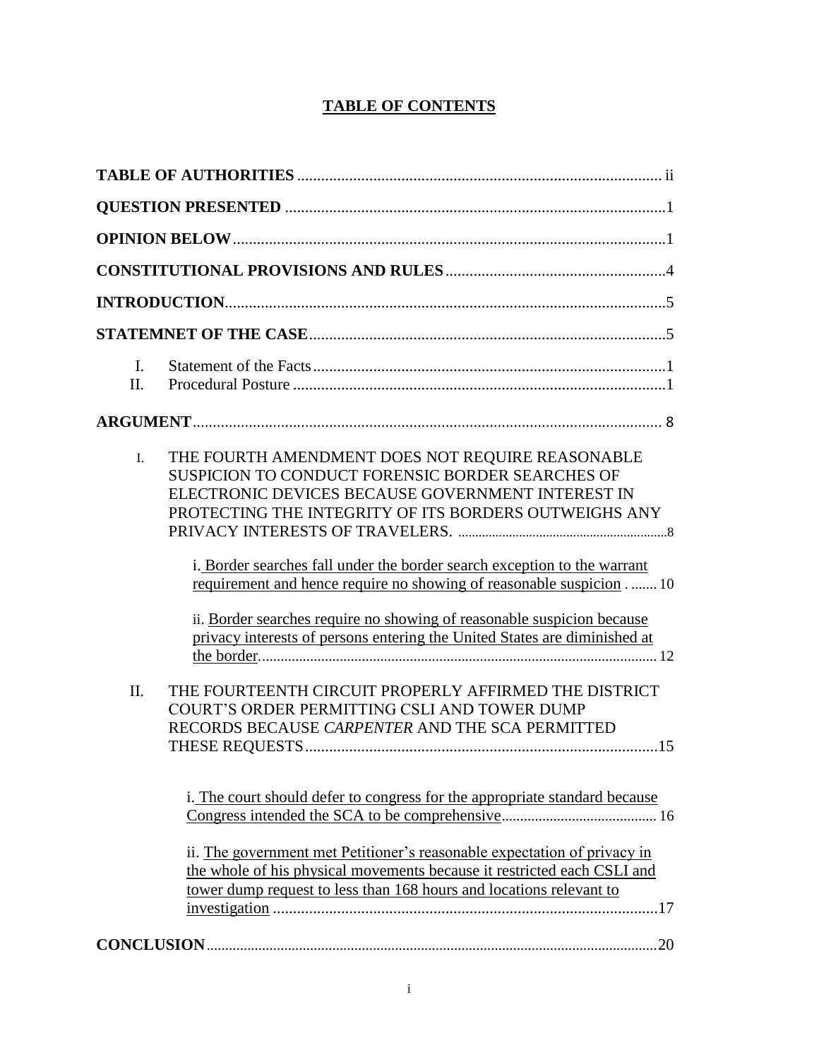# TABLE OF CONTENTS

**TABLE OF AUTHORITIES** ........................................................................................... ii

**QUESTION PRESENTED** ..............................................................................................1

**OPINION BELOW**...........................................................................................................1

**CONSTITUTIONAL PROVISIONS AND RULES**.......................................................4

**INTRODUCTION**.............................................................................................................5

**STATEMNET OF THE CASE**.........................................................................................5

I. Statement of the Facts.......................................................................................1
II. Procedural Posture .............................................................................................1

**ARGUMENT**...................................................................................................................... 8

I. THE FOURTH AMENDMENT DOES NOT REQUIRE REASONABLE SUSPICION TO CONDUCT FORENSIC BORDER SEARCHES OF ELECTRONIC DEVICES BECAUSE GOVERNMENT INTEREST IN PROTECTING THE INTEGRITY OF ITS BORDERS OUTWEIGHS ANY PRIVACY INTERESTS OF TRAVELERS. .............................................................8

   i. Border searches fall under the border search exception to the warrant requirement and hence require no showing of reasonable suspicion . ....... 10

   ii. Border searches require no showing of reasonable suspicion because privacy interests of persons entering the United States are diminished at the border. ............................................................................................. 12

II. THE FOURTEENTH CIRCUIT PROPERLY AFFIRMED THE DISTRICT COURT'S ORDER PERMITTING CSLI AND TOWER DUMP RECORDS BECAUSE *CARPENTER* AND THE SCA PERMITTED THESE REQUESTS.........................................................................................15

   i. The court should defer to congress for the appropriate standard because Congress intended the SCA to be comprehensive.......................................... 16

   ii. The government met Petitioner's reasonable expectation of privacy in the whole of his physical movements because it restricted each CSLI and tower dump request to less than 168 hours and locations relevant to investigation ................................................................................................17

**CONCLUSION**...................................................................................................................20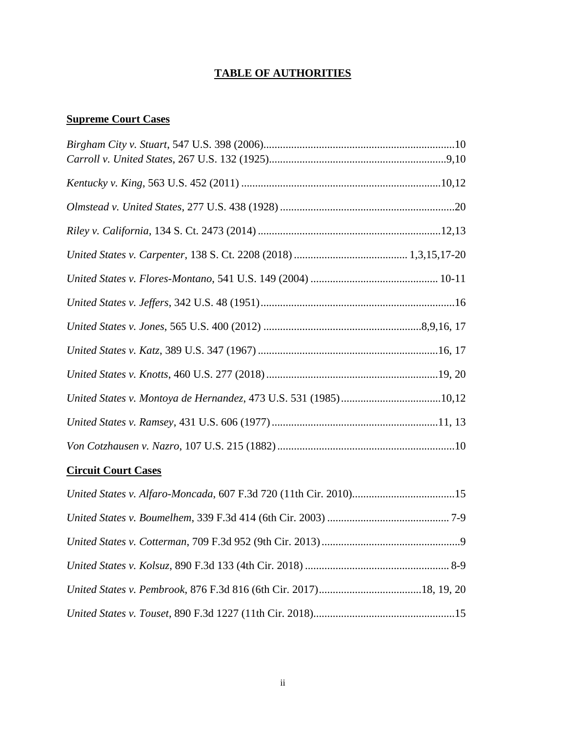# **TABLE OF AUTHORITIES**

## **Supreme Court Cases**

*Birgham City v. Stuart*, 547 U.S. 398 (2006)....................................................................10
*Carroll v. United States*, 267 U.S. 132 (1925)................................................................9,10

*Kentucky v. King*, 563 U.S. 452 (2011) .......................................................................10,12

*Olmstead v. United States*, 277 U.S. 438 (1928) ..............................................................20

*Riley v. California*, 134 S. Ct. 2473 (2014) .................................................................12,13

*United States v. Carpenter*, 138 S. Ct. 2208 (2018) ......................................... 1,3,15,17-20

*United States v. Flores-Montano*, 541 U.S. 149 (2004) ............................................. 10-11

*United States v. Jeffers*, 342 U.S. 48 (1951).....................................................................16

*United States v. Jones*, 565 U.S. 400 (2012) .......................................................8,9,16, 17

*United States v. Katz*, 389 U.S. 347 (1967) ................................................................16, 17

*United States v. Knotts*, 460 U.S. 277 (2018).............................................................19, 20

*United States v. Montoya de Hernandez*, 473 U.S. 531 (1985)....................................10,12

*United States v. Ramsey*, 431 U.S. 606 (1977)...........................................................11, 13

*Von Cotzhausen v. Nazro*, 107 U.S. 215 (1882)...............................................................10

## **Circuit Court Cases**

*United States v. Alfaro-Moncada*, 607 F.3d 720 (11th Cir. 2010).....................................15

*United States v. Boumelhem*, 339 F.3d 414 (6th Cir. 2003) ........................................... 7-9

*United States v. Cotterman*, 709 F.3d 952 (9th Cir. 2013).................................................9

*United States v. Kolsuz*, 890 F.3d 133 (4th Cir. 2018) ................................................... 8-9

*United States v. Pembrook*, 876 F.3d 816 (6th Cir. 2017).....................................18, 19, 20

*United States v. Touset*, 890 F.3d 1227 (11th Cir. 2018)..................................................15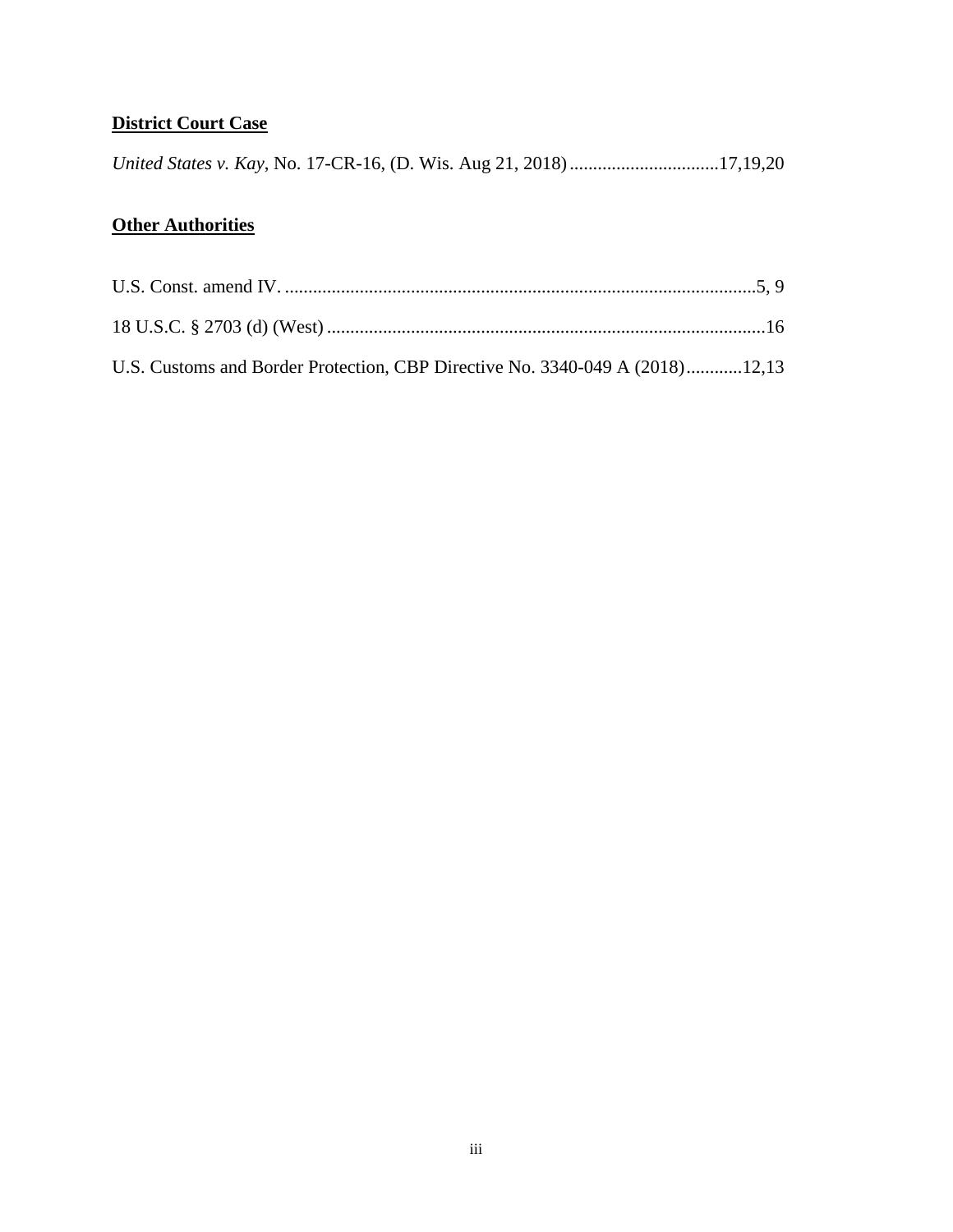**District Court Case**

*United States v. Kay*, No. 17-CR-16, (D. Wis. Aug 21, 2018) ................................17,19,20

**Other Authorities**

U.S. Const. amend IV. .....................................................................................................5, 9

18 U.S.C. § 2703 (d) (West) ..............................................................................................16

U.S. Customs and Border Protection, CBP Directive No. 3340-049 A (2018)............12,13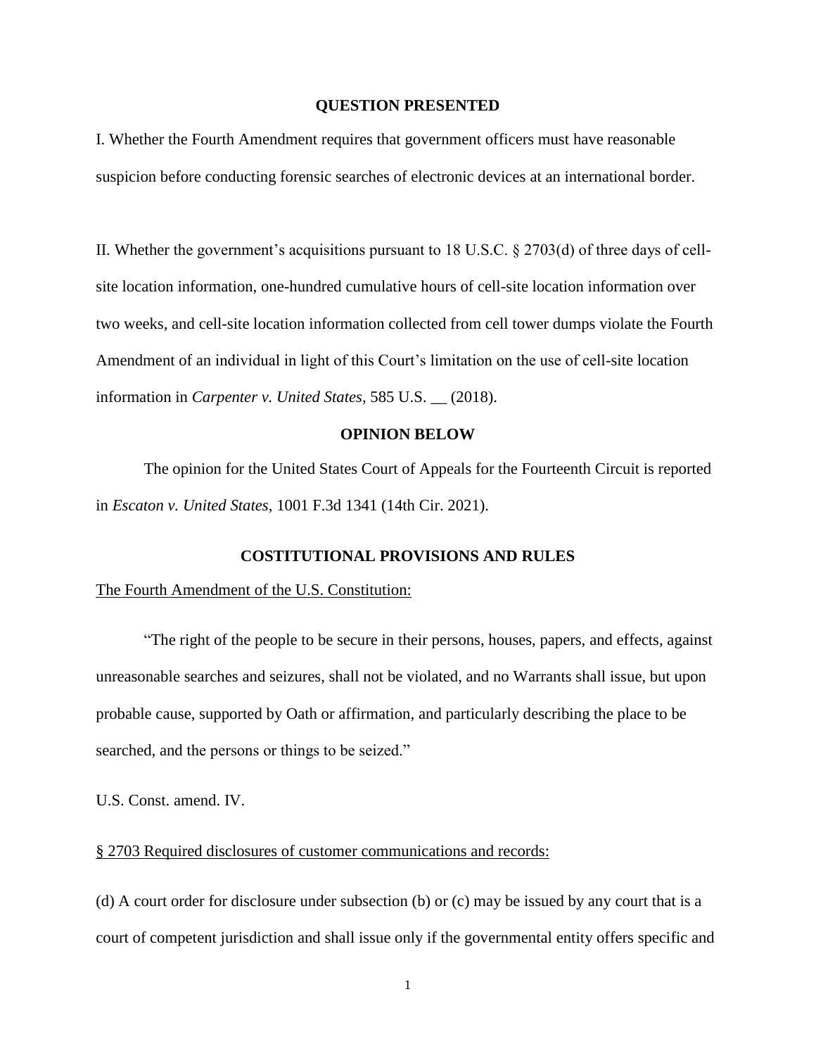## QUESTION PRESENTED

I. Whether the Fourth Amendment requires that government officers must have reasonable suspicion before conducting forensic searches of electronic devices at an international border.

II. Whether the government's acquisitions pursuant to 18 U.S.C. § 2703(d) of three days of cell-site location information, one-hundred cumulative hours of cell-site location information over two weeks, and cell-site location information collected from cell tower dumps violate the Fourth Amendment of an individual in light of this Court's limitation on the use of cell-site location information in *Carpenter v. United States*, 585 U.S. __ (2018).

## OPINION BELOW

The opinion for the United States Court of Appeals for the Fourteenth Circuit is reported in *Escaton v. United States*, 1001 F.3d 1341 (14th Cir. 2021).

## COSTITUTIONAL PROVISIONS AND RULES

The Fourth Amendment of the U.S. Constitution:

"The right of the people to be secure in their persons, houses, papers, and effects, against unreasonable searches and seizures, shall not be violated, and no Warrants shall issue, but upon probable cause, supported by Oath or affirmation, and particularly describing the place to be searched, and the persons or things to be seized."

U.S. Const. amend. IV.

§ 2703 Required disclosures of customer communications and records:

(d) A court order for disclosure under subsection (b) or (c) may be issued by any court that is a court of competent jurisdiction and shall issue only if the governmental entity offers specific and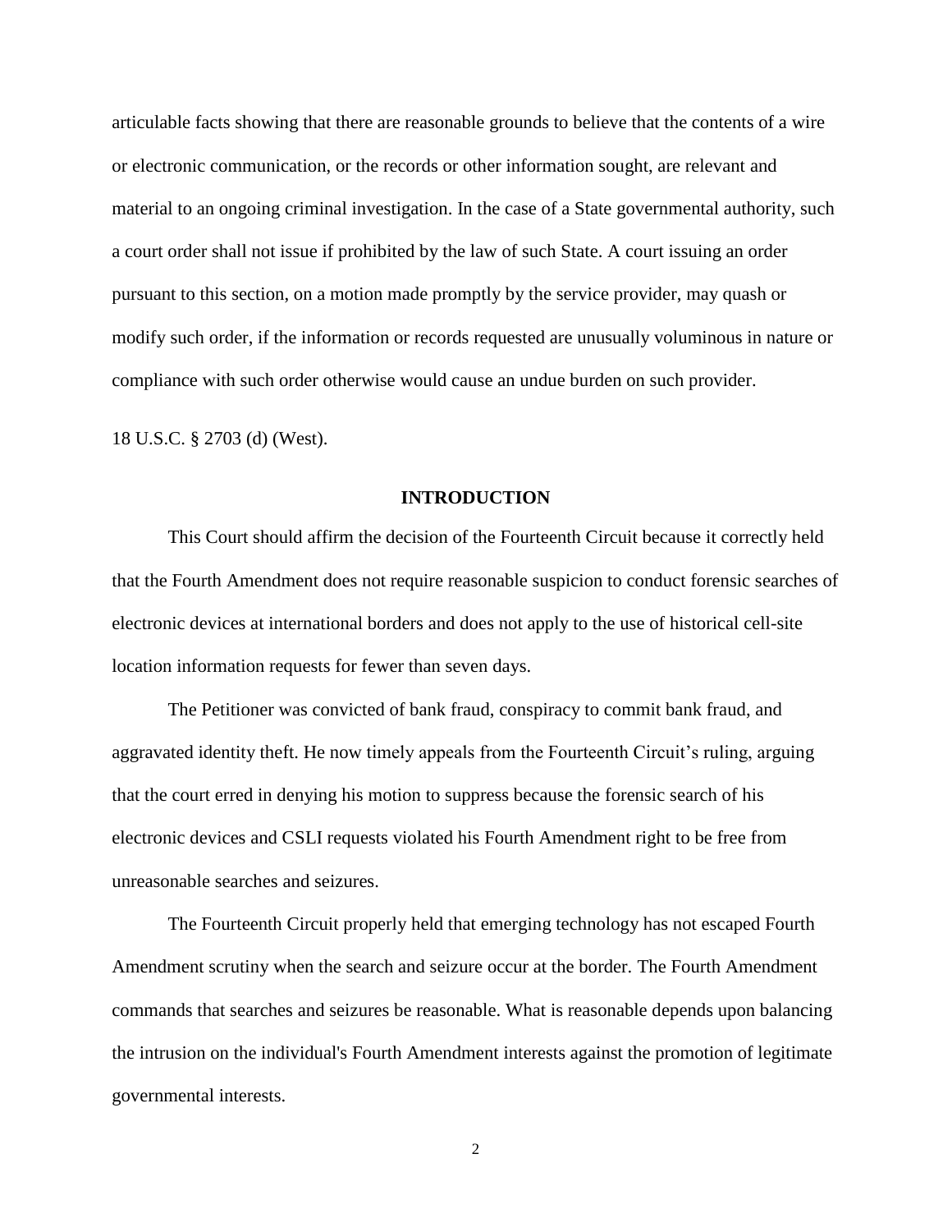articulable facts showing that there are reasonable grounds to believe that the contents of a wire or electronic communication, or the records or other information sought, are relevant and material to an ongoing criminal investigation. In the case of a State governmental authority, such a court order shall not issue if prohibited by the law of such State. A court issuing an order pursuant to this section, on a motion made promptly by the service provider, may quash or modify such order, if the information or records requested are unusually voluminous in nature or compliance with such order otherwise would cause an undue burden on such provider.

18 U.S.C. § 2703 (d) (West).

## INTRODUCTION

This Court should affirm the decision of the Fourteenth Circuit because it correctly held that the Fourth Amendment does not require reasonable suspicion to conduct forensic searches of electronic devices at international borders and does not apply to the use of historical cell-site location information requests for fewer than seven days.

The Petitioner was convicted of bank fraud, conspiracy to commit bank fraud, and aggravated identity theft. He now timely appeals from the Fourteenth Circuit's ruling, arguing that the court erred in denying his motion to suppress because the forensic search of his electronic devices and CSLI requests violated his Fourth Amendment right to be free from unreasonable searches and seizures.

The Fourteenth Circuit properly held that emerging technology has not escaped Fourth Amendment scrutiny when the search and seizure occur at the border. The Fourth Amendment commands that searches and seizures be reasonable. What is reasonable depends upon balancing the intrusion on the individual's Fourth Amendment interests against the promotion of legitimate governmental interests.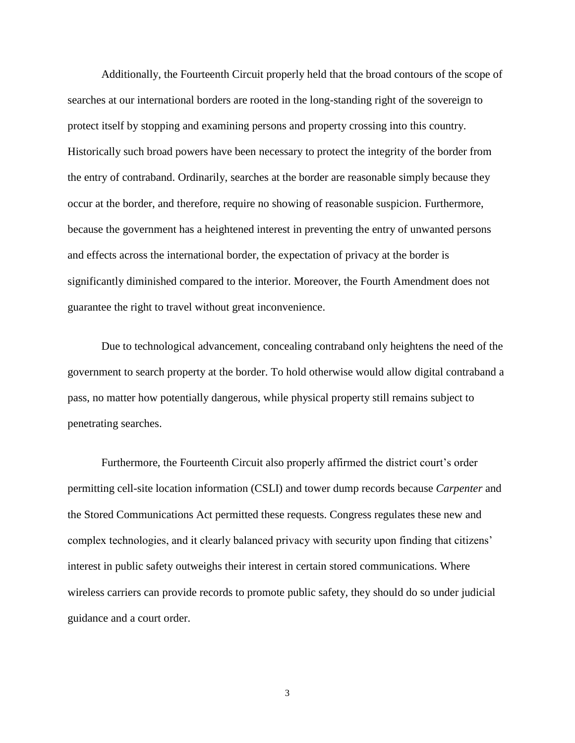Additionally, the Fourteenth Circuit properly held that the broad contours of the scope of searches at our international borders are rooted in the long-standing right of the sovereign to protect itself by stopping and examining persons and property crossing into this country. Historically such broad powers have been necessary to protect the integrity of the border from the entry of contraband. Ordinarily, searches at the border are reasonable simply because they occur at the border, and therefore, require no showing of reasonable suspicion. Furthermore, because the government has a heightened interest in preventing the entry of unwanted persons and effects across the international border, the expectation of privacy at the border is significantly diminished compared to the interior. Moreover, the Fourth Amendment does not guarantee the right to travel without great inconvenience.

Due to technological advancement, concealing contraband only heightens the need of the government to search property at the border. To hold otherwise would allow digital contraband a pass, no matter how potentially dangerous, while physical property still remains subject to penetrating searches.

Furthermore, the Fourteenth Circuit also properly affirmed the district court's order permitting cell-site location information (CSLI) and tower dump records because *Carpenter* and the Stored Communications Act permitted these requests. Congress regulates these new and complex technologies, and it clearly balanced privacy with security upon finding that citizens' interest in public safety outweighs their interest in certain stored communications. Where wireless carriers can provide records to promote public safety, they should do so under judicial guidance and a court order.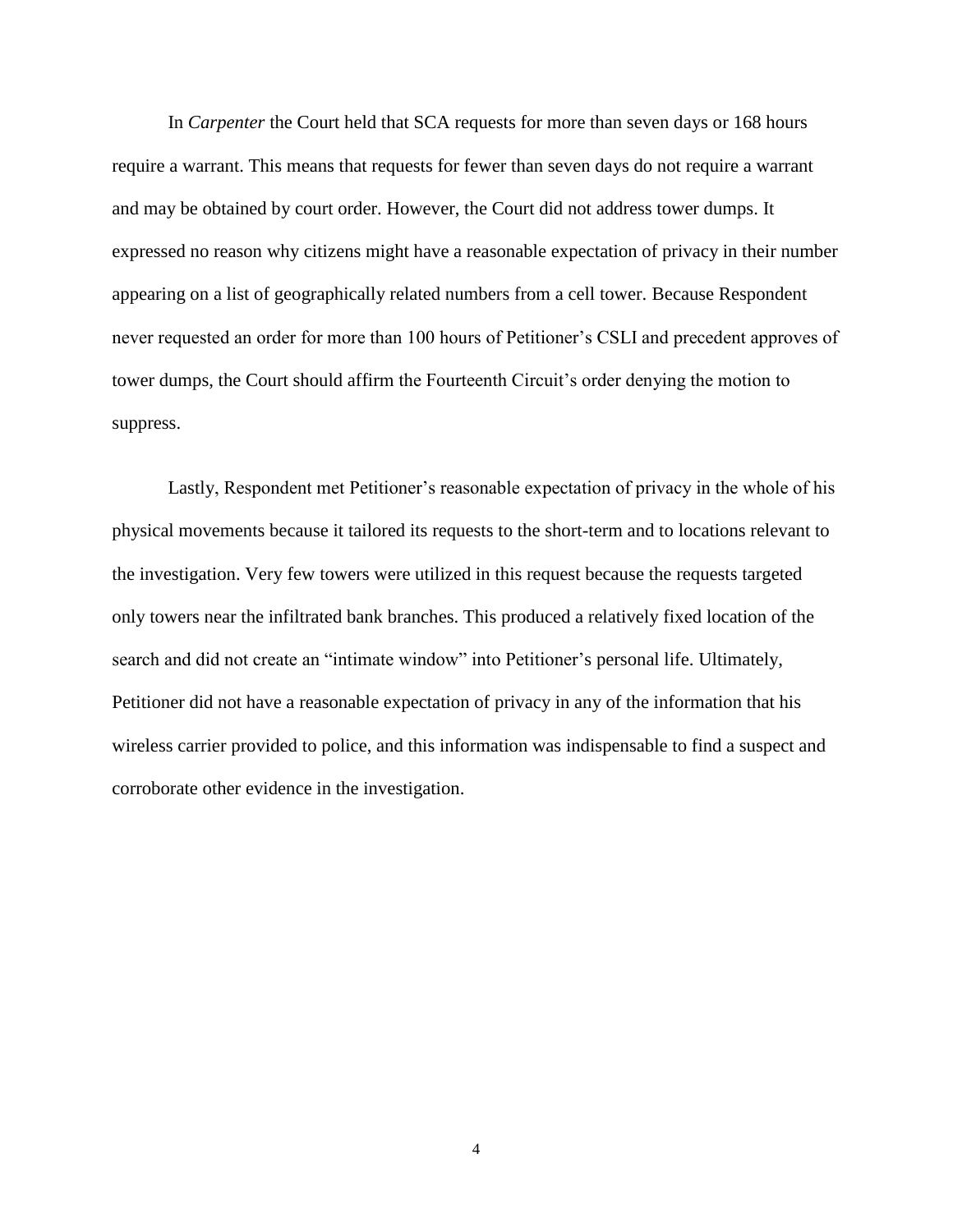In *Carpenter* the Court held that SCA requests for more than seven days or 168 hours require a warrant. This means that requests for fewer than seven days do not require a warrant and may be obtained by court order. However, the Court did not address tower dumps. It expressed no reason why citizens might have a reasonable expectation of privacy in their number appearing on a list of geographically related numbers from a cell tower. Because Respondent never requested an order for more than 100 hours of Petitioner's CSLI and precedent approves of tower dumps, the Court should affirm the Fourteenth Circuit's order denying the motion to suppress.

Lastly, Respondent met Petitioner's reasonable expectation of privacy in the whole of his physical movements because it tailored its requests to the short-term and to locations relevant to the investigation. Very few towers were utilized in this request because the requests targeted only towers near the infiltrated bank branches. This produced a relatively fixed location of the search and did not create an "intimate window" into Petitioner's personal life. Ultimately, Petitioner did not have a reasonable expectation of privacy in any of the information that his wireless carrier provided to police, and this information was indispensable to find a suspect and corroborate other evidence in the investigation.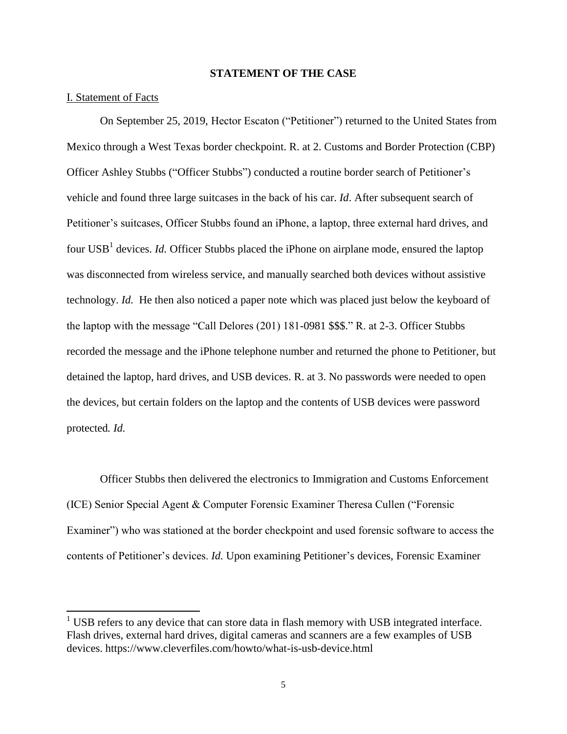## STATEMENT OF THE CASE

I. Statement of Facts

On September 25, 2019, Hector Escaton ("Petitioner") returned to the United States from Mexico through a West Texas border checkpoint. R. at 2. Customs and Border Protection (CBP) Officer Ashley Stubbs ("Officer Stubbs") conducted a routine border search of Petitioner's vehicle and found three large suitcases in the back of his car. *Id*. After subsequent search of Petitioner's suitcases, Officer Stubbs found an iPhone, a laptop, three external hard drives, and four USB[1] devices. *Id.* Officer Stubbs placed the iPhone on airplane mode, ensured the laptop was disconnected from wireless service, and manually searched both devices without assistive technology. *Id.* He then also noticed a paper note which was placed just below the keyboard of the laptop with the message "Call Delores (201) 181-0981 $$$." R. at 2-3. Officer Stubbs recorded the message and the iPhone telephone number and returned the phone to Petitioner, but detained the laptop, hard drives, and USB devices. R. at 3. No passwords were needed to open the devices, but certain folders on the laptop and the contents of USB devices were password protected. *Id.*

Officer Stubbs then delivered the electronics to Immigration and Customs Enforcement (ICE) Senior Special Agent & Computer Forensic Examiner Theresa Cullen ("Forensic Examiner") who was stationed at the border checkpoint and used forensic software to access the contents of Petitioner's devices. *Id.* Upon examining Petitioner's devices, Forensic Examiner

[1] USB refers to any device that can store data in flash memory with USB integrated interface. Flash drives, external hard drives, digital cameras and scanners are a few examples of USB devices. https://www.cleverfiles.com/howto/what-is-usb-device.html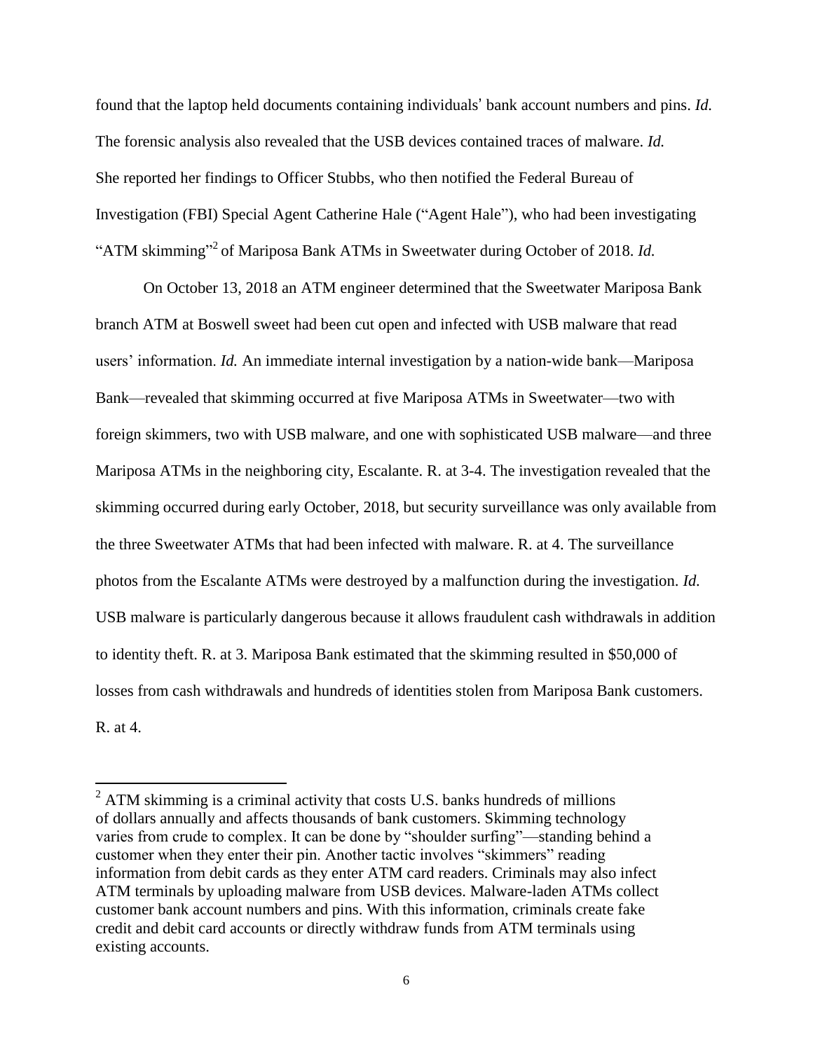found that the laptop held documents containing individuals' bank account numbers and pins. *Id.* The forensic analysis also revealed that the USB devices contained traces of malware. *Id.* She reported her findings to Officer Stubbs, who then notified the Federal Bureau of Investigation (FBI) Special Agent Catherine Hale ("Agent Hale"), who had been investigating "ATM skimming"[2] of Mariposa Bank ATMs in Sweetwater during October of 2018. *Id.*

On October 13, 2018 an ATM engineer determined that the Sweetwater Mariposa Bank branch ATM at Boswell sweet had been cut open and infected with USB malware that read users' information. *Id.* An immediate internal investigation by a nation-wide bank—Mariposa Bank—revealed that skimming occurred at five Mariposa ATMs in Sweetwater—two with foreign skimmers, two with USB malware, and one with sophisticated USB malware—and three Mariposa ATMs in the neighboring city, Escalante. R. at 3-4. The investigation revealed that the skimming occurred during early October, 2018, but security surveillance was only available from the three Sweetwater ATMs that had been infected with malware. R. at 4. The surveillance photos from the Escalante ATMs were destroyed by a malfunction during the investigation. *Id.* USB malware is particularly dangerous because it allows fraudulent cash withdrawals in addition to identity theft. R. at 3. Mariposa Bank estimated that the skimming resulted in $50,000 of losses from cash withdrawals and hundreds of identities stolen from Mariposa Bank customers. R. at 4.

---

[2] ATM skimming is a criminal activity that costs U.S. banks hundreds of millions of dollars annually and affects thousands of bank customers. Skimming technology varies from crude to complex. It can be done by "shoulder surfing"—standing behind a customer when they enter their pin. Another tactic involves "skimmers" reading information from debit cards as they enter ATM card readers. Criminals may also infect ATM terminals by uploading malware from USB devices. Malware-laden ATMs collect customer bank account numbers and pins. With this information, criminals create fake credit and debit card accounts or directly withdraw funds from ATM terminals using existing accounts.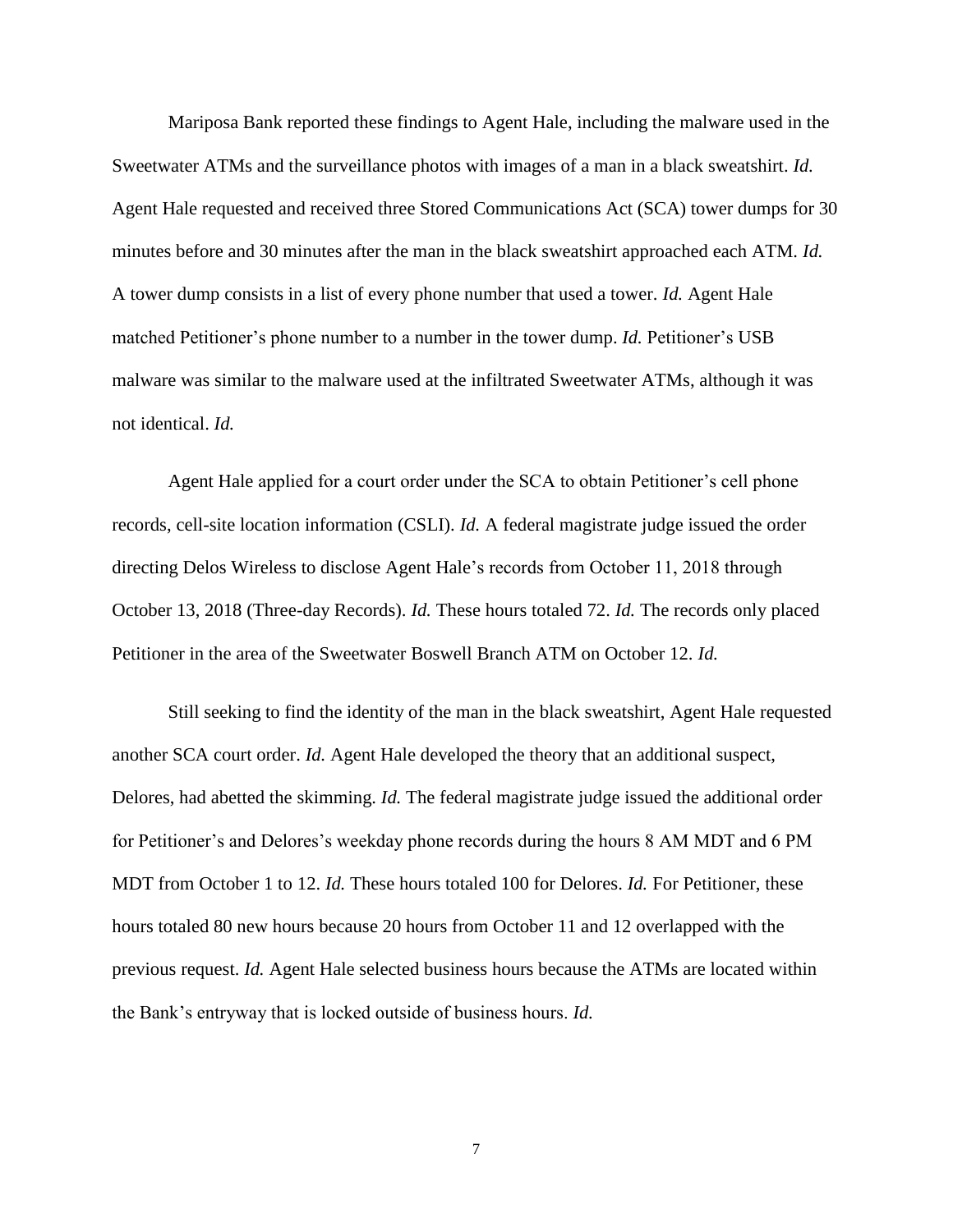Mariposa Bank reported these findings to Agent Hale, including the malware used in the Sweetwater ATMs and the surveillance photos with images of a man in a black sweatshirt. *Id.* Agent Hale requested and received three Stored Communications Act (SCA) tower dumps for 30 minutes before and 30 minutes after the man in the black sweatshirt approached each ATM. *Id.* A tower dump consists in a list of every phone number that used a tower. *Id.* Agent Hale matched Petitioner's phone number to a number in the tower dump. *Id.* Petitioner's USB malware was similar to the malware used at the infiltrated Sweetwater ATMs, although it was not identical. *Id.*

Agent Hale applied for a court order under the SCA to obtain Petitioner's cell phone records, cell-site location information (CSLI). *Id.* A federal magistrate judge issued the order directing Delos Wireless to disclose Agent Hale's records from October 11, 2018 through October 13, 2018 (Three-day Records). *Id.* These hours totaled 72. *Id.* The records only placed Petitioner in the area of the Sweetwater Boswell Branch ATM on October 12. *Id.*

Still seeking to find the identity of the man in the black sweatshirt, Agent Hale requested another SCA court order. *Id.* Agent Hale developed the theory that an additional suspect, Delores, had abetted the skimming. *Id.* The federal magistrate judge issued the additional order for Petitioner's and Delores's weekday phone records during the hours 8 AM MDT and 6 PM MDT from October 1 to 12. *Id.* These hours totaled 100 for Delores. *Id.* For Petitioner, these hours totaled 80 new hours because 20 hours from October 11 and 12 overlapped with the previous request. *Id.* Agent Hale selected business hours because the ATMs are located within the Bank's entryway that is locked outside of business hours. *Id.*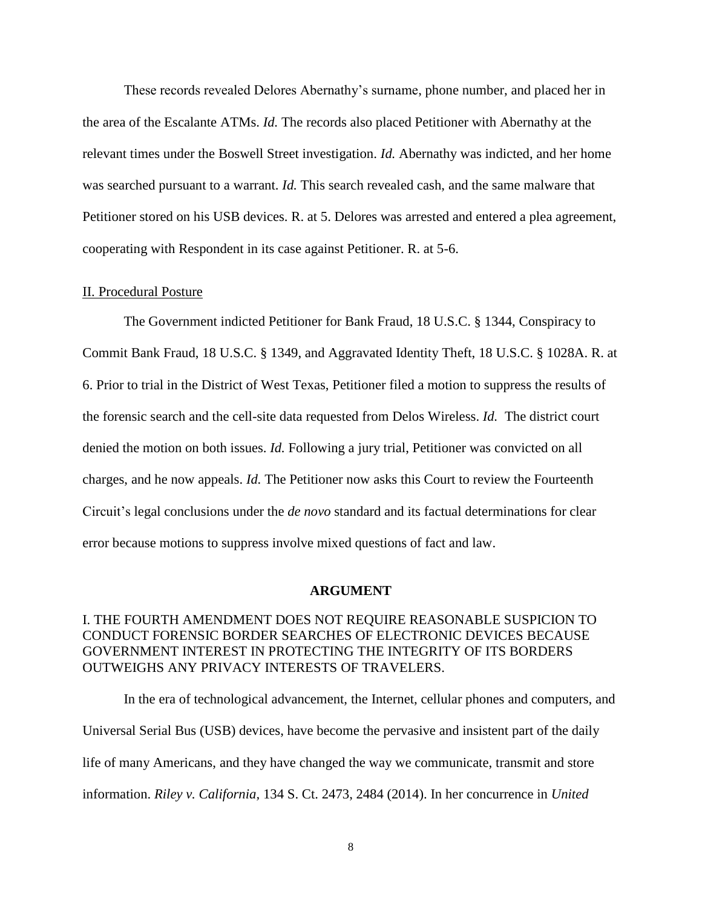These records revealed Delores Abernathy's surname, phone number, and placed her in the area of the Escalante ATMs. *Id.* The records also placed Petitioner with Abernathy at the relevant times under the Boswell Street investigation. *Id.* Abernathy was indicted, and her home was searched pursuant to a warrant. *Id.* This search revealed cash, and the same malware that Petitioner stored on his USB devices. R. at 5. Delores was arrested and entered a plea agreement, cooperating with Respondent in its case against Petitioner. R. at 5-6.

II. Procedural Posture

The Government indicted Petitioner for Bank Fraud, 18 U.S.C. § 1344, Conspiracy to Commit Bank Fraud, 18 U.S.C. § 1349, and Aggravated Identity Theft, 18 U.S.C. § 1028A. R. at 6. Prior to trial in the District of West Texas, Petitioner filed a motion to suppress the results of the forensic search and the cell-site data requested from Delos Wireless. *Id.* The district court denied the motion on both issues. *Id.* Following a jury trial, Petitioner was convicted on all charges, and he now appeals. *Id.* The Petitioner now asks this Court to review the Fourteenth Circuit's legal conclusions under the *de novo* standard and its factual determinations for clear error because motions to suppress involve mixed questions of fact and law.

## ARGUMENT

### I. THE FOURTH AMENDMENT DOES NOT REQUIRE REASONABLE SUSPICION TO CONDUCT FORENSIC BORDER SEARCHES OF ELECTRONIC DEVICES BECAUSE GOVERNMENT INTEREST IN PROTECTING THE INTEGRITY OF ITS BORDERS OUTWEIGHS ANY PRIVACY INTERESTS OF TRAVELERS.

In the era of technological advancement, the Internet, cellular phones and computers, and Universal Serial Bus (USB) devices, have become the pervasive and insistent part of the daily life of many Americans, and they have changed the way we communicate, transmit and store information. *Riley v. California*, 134 S. Ct. 2473, 2484 (2014). In her concurrence in *United*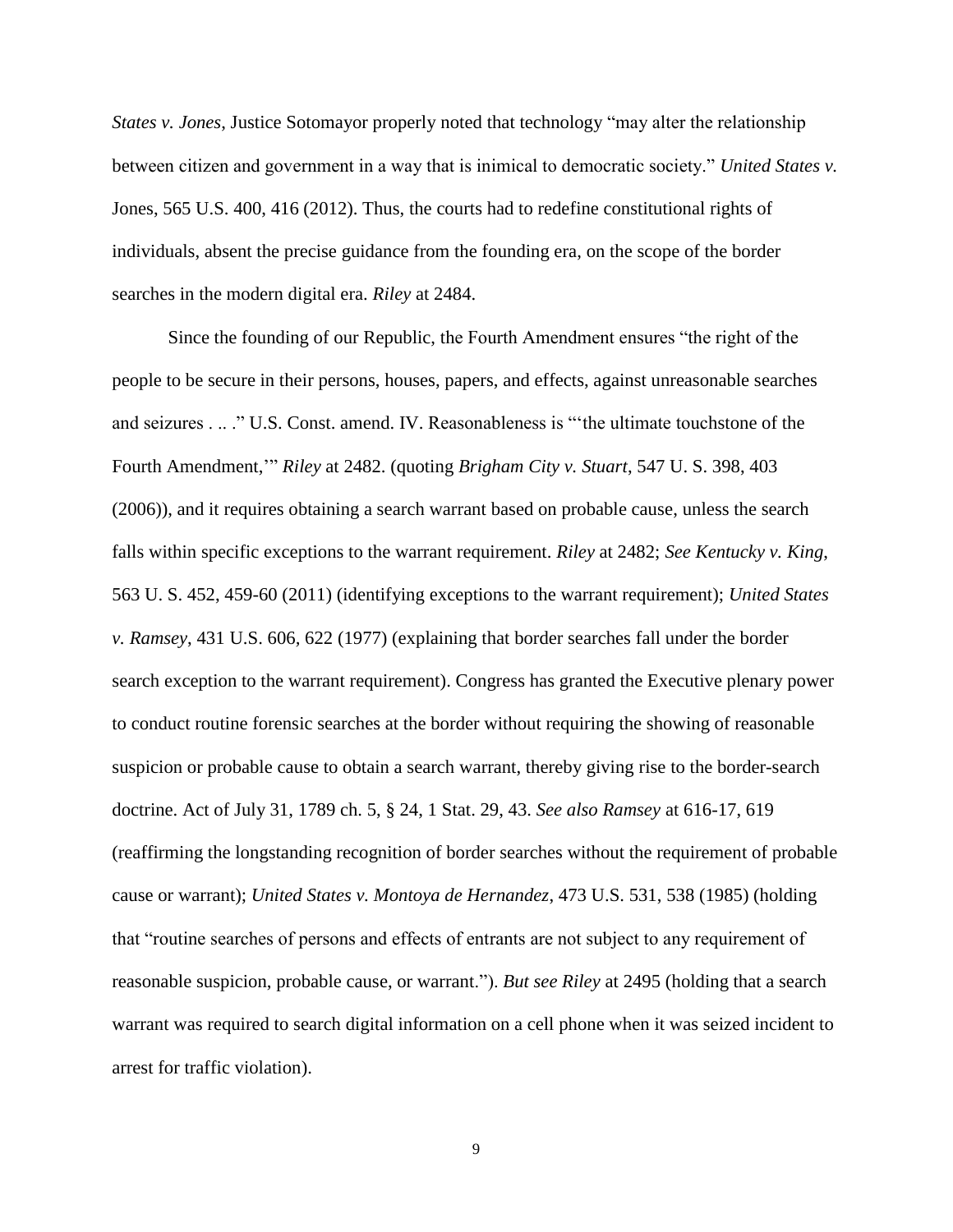*States v. Jones*, Justice Sotomayor properly noted that technology "may alter the relationship between citizen and government in a way that is inimical to democratic society." *United States v.* Jones, 565 U.S. 400, 416 (2012). Thus, the courts had to redefine constitutional rights of individuals, absent the precise guidance from the founding era, on the scope of the border searches in the modern digital era. *Riley* at 2484.

Since the founding of our Republic, the Fourth Amendment ensures "the right of the people to be secure in their persons, houses, papers, and effects, against unreasonable searches and seizures . .. ." U.S. Const. amend. IV. Reasonableness is "'the ultimate touchstone of the Fourth Amendment,'" *Riley* at 2482. (quoting *Brigham City v. Stuart*, 547 U. S. 398, 403 (2006)), and it requires obtaining a search warrant based on probable cause, unless the search falls within specific exceptions to the warrant requirement. *Riley* at 2482; *See Kentucky v. King*, 563 U. S. 452, 459-60 (2011) (identifying exceptions to the warrant requirement); *United States v. Ramsey*, 431 U.S. 606, 622 (1977) (explaining that border searches fall under the border search exception to the warrant requirement). Congress has granted the Executive plenary power to conduct routine forensic searches at the border without requiring the showing of reasonable suspicion or probable cause to obtain a search warrant, thereby giving rise to the border-search doctrine. Act of July 31, 1789 ch. 5, § 24, 1 Stat. 29, 43. *See also Ramsey* at 616-17, 619 (reaffirming the longstanding recognition of border searches without the requirement of probable cause or warrant); *United States v. Montoya de Hernandez*, 473 U.S. 531, 538 (1985) (holding that "routine searches of persons and effects of entrants are not subject to any requirement of reasonable suspicion, probable cause, or warrant."). *But see Riley* at 2495 (holding that a search warrant was required to search digital information on a cell phone when it was seized incident to arrest for traffic violation).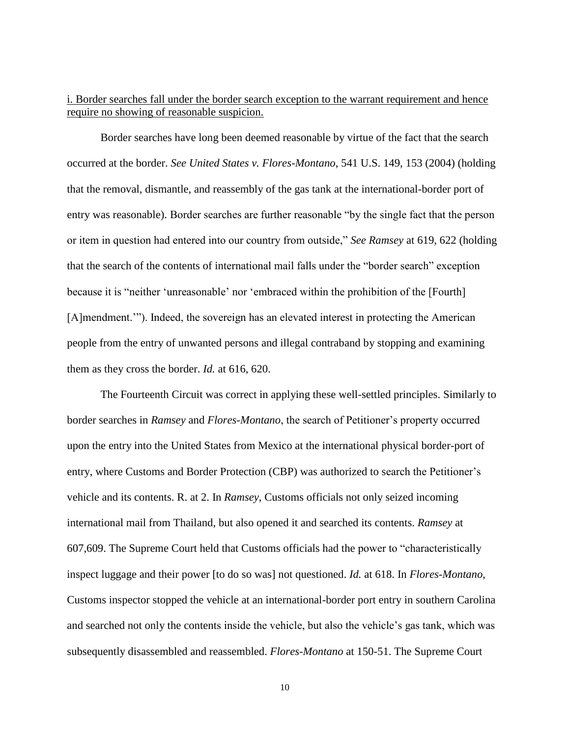<u>i. Border searches fall under the border search exception to the warrant requirement and hence require no showing of reasonable suspicion.</u>

Border searches have long been deemed reasonable by virtue of the fact that the search occurred at the border. *See United States v. Flores-Montano*, 541 U.S. 149, 153 (2004) (holding that the removal, dismantle, and reassembly of the gas tank at the international-border port of entry was reasonable). Border searches are further reasonable "by the single fact that the person or item in question had entered into our country from outside," *See Ramsey* at 619, 622 (holding that the search of the contents of international mail falls under the "border search" exception because it is "neither 'unreasonable' nor 'embraced within the prohibition of the [Fourth] [A]mendment.'"). Indeed, the sovereign has an elevated interest in protecting the American people from the entry of unwanted persons and illegal contraband by stopping and examining them as they cross the border. *Id.* at 616, 620.

The Fourteenth Circuit was correct in applying these well-settled principles. Similarly to border searches in *Ramsey* and *Flores-Montano*, the search of Petitioner's property occurred upon the entry into the United States from Mexico at the international physical border-port of entry, where Customs and Border Protection (CBP) was authorized to search the Petitioner's vehicle and its contents. R. at 2. In *Ramsey*, Customs officials not only seized incoming international mail from Thailand, but also opened it and searched its contents. *Ramsey* at 607,609. The Supreme Court held that Customs officials had the power to "characteristically inspect luggage and their power [to do so was] not questioned. *Id.* at 618. In *Flores-Montano*, Customs inspector stopped the vehicle at an international-border port entry in southern Carolina and searched not only the contents inside the vehicle, but also the vehicle's gas tank, which was subsequently disassembled and reassembled. *Flores-Montano* at 150-51. The Supreme Court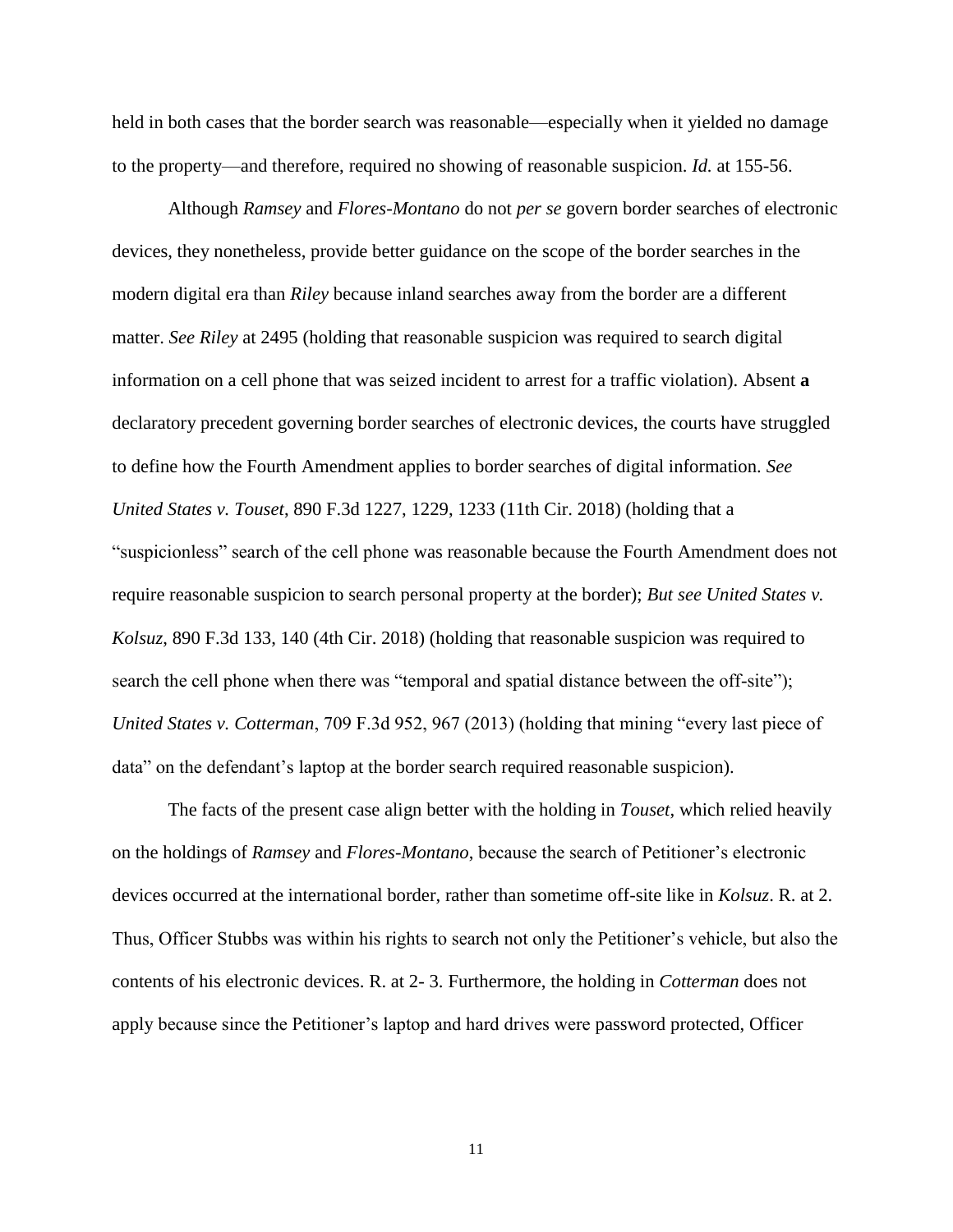held in both cases that the border search was reasonable—especially when it yielded no damage to the property—and therefore, required no showing of reasonable suspicion. *Id.* at 155-56.

Although *Ramsey* and *Flores-Montano* do not *per se* govern border searches of electronic devices, they nonetheless, provide better guidance on the scope of the border searches in the modern digital era than *Riley* because inland searches away from the border are a different matter. *See Riley* at 2495 (holding that reasonable suspicion was required to search digital information on a cell phone that was seized incident to arrest for a traffic violation). Absent **a** declaratory precedent governing border searches of electronic devices, the courts have struggled to define how the Fourth Amendment applies to border searches of digital information. *See United States v. Touset*, 890 F.3d 1227, 1229, 1233 (11th Cir. 2018) (holding that a "suspicionless" search of the cell phone was reasonable because the Fourth Amendment does not require reasonable suspicion to search personal property at the border); *But see United States v. Kolsuz*, 890 F.3d 133, 140 (4th Cir. 2018) (holding that reasonable suspicion was required to search the cell phone when there was "temporal and spatial distance between the off-site"); *United States v. Cotterman*, 709 F.3d 952, 967 (2013) (holding that mining "every last piece of data" on the defendant's laptop at the border search required reasonable suspicion).

The facts of the present case align better with the holding in *Touset*, which relied heavily on the holdings of *Ramsey* and *Flores-Montano*, because the search of Petitioner's electronic devices occurred at the international border, rather than sometime off-site like in *Kolsuz*. R. at 2. Thus, Officer Stubbs was within his rights to search not only the Petitioner's vehicle, but also the contents of his electronic devices. R. at 2- 3. Furthermore, the holding in *Cotterman* does not apply because since the Petitioner's laptop and hard drives were password protected, Officer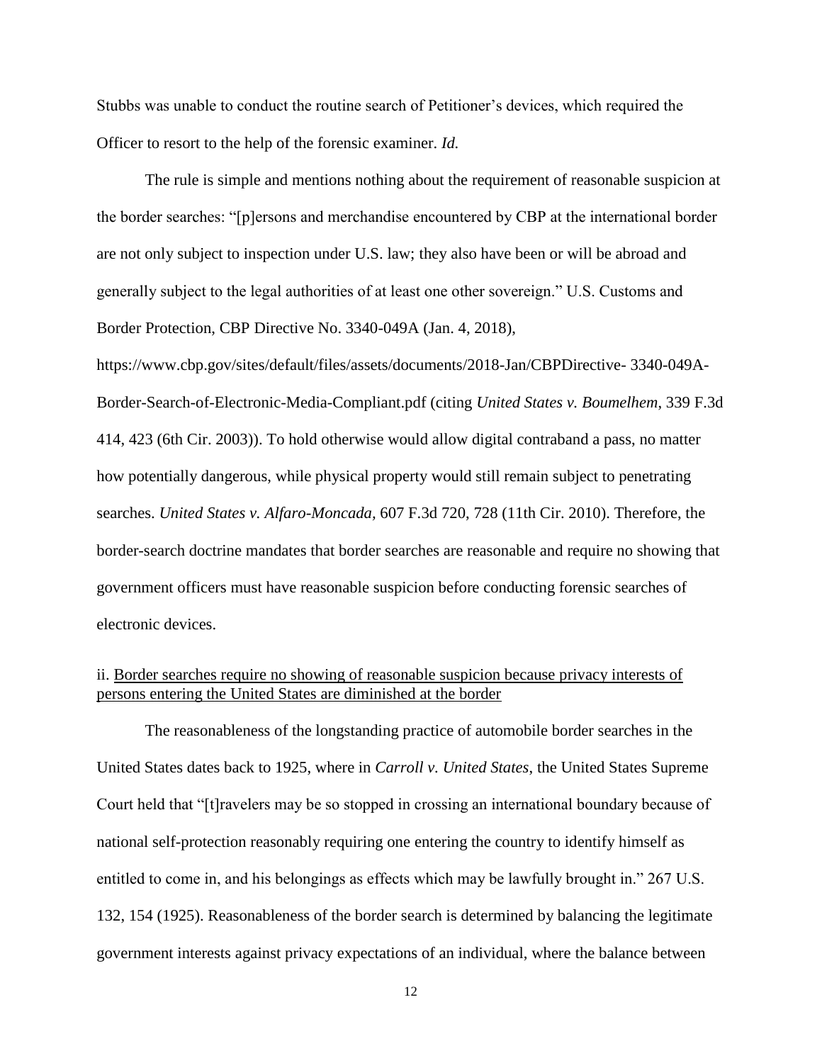Stubbs was unable to conduct the routine search of Petitioner's devices, which required the Officer to resort to the help of the forensic examiner. *Id.*

The rule is simple and mentions nothing about the requirement of reasonable suspicion at the border searches: "[p]ersons and merchandise encountered by CBP at the international border are not only subject to inspection under U.S. law; they also have been or will be abroad and generally subject to the legal authorities of at least one other sovereign." U.S. Customs and Border Protection, CBP Directive No. 3340-049A (Jan. 4, 2018), https://www.cbp.gov/sites/default/files/assets/documents/2018-Jan/CBPDirective- 3340-049A-Border-Search-of-Electronic-Media-Compliant.pdf (citing *United States v. Boumelhem*, 339 F.3d 414, 423 (6th Cir. 2003)). To hold otherwise would allow digital contraband a pass, no matter how potentially dangerous, while physical property would still remain subject to penetrating searches. *United States v. Alfaro-Moncada*, 607 F.3d 720, 728 (11th Cir. 2010). Therefore, the border-search doctrine mandates that border searches are reasonable and require no showing that government officers must have reasonable suspicion before conducting forensic searches of electronic devices.

ii. <u>Border searches require no showing of reasonable suspicion because privacy interests of persons entering the United States are diminished at the border</u>

The reasonableness of the longstanding practice of automobile border searches in the United States dates back to 1925, where in *Carroll v. United States*, the United States Supreme Court held that "[t]ravelers may be so stopped in crossing an international boundary because of national self-protection reasonably requiring one entering the country to identify himself as entitled to come in, and his belongings as effects which may be lawfully brought in." 267 U.S. 132, 154 (1925). Reasonableness of the border search is determined by balancing the legitimate government interests against privacy expectations of an individual, where the balance between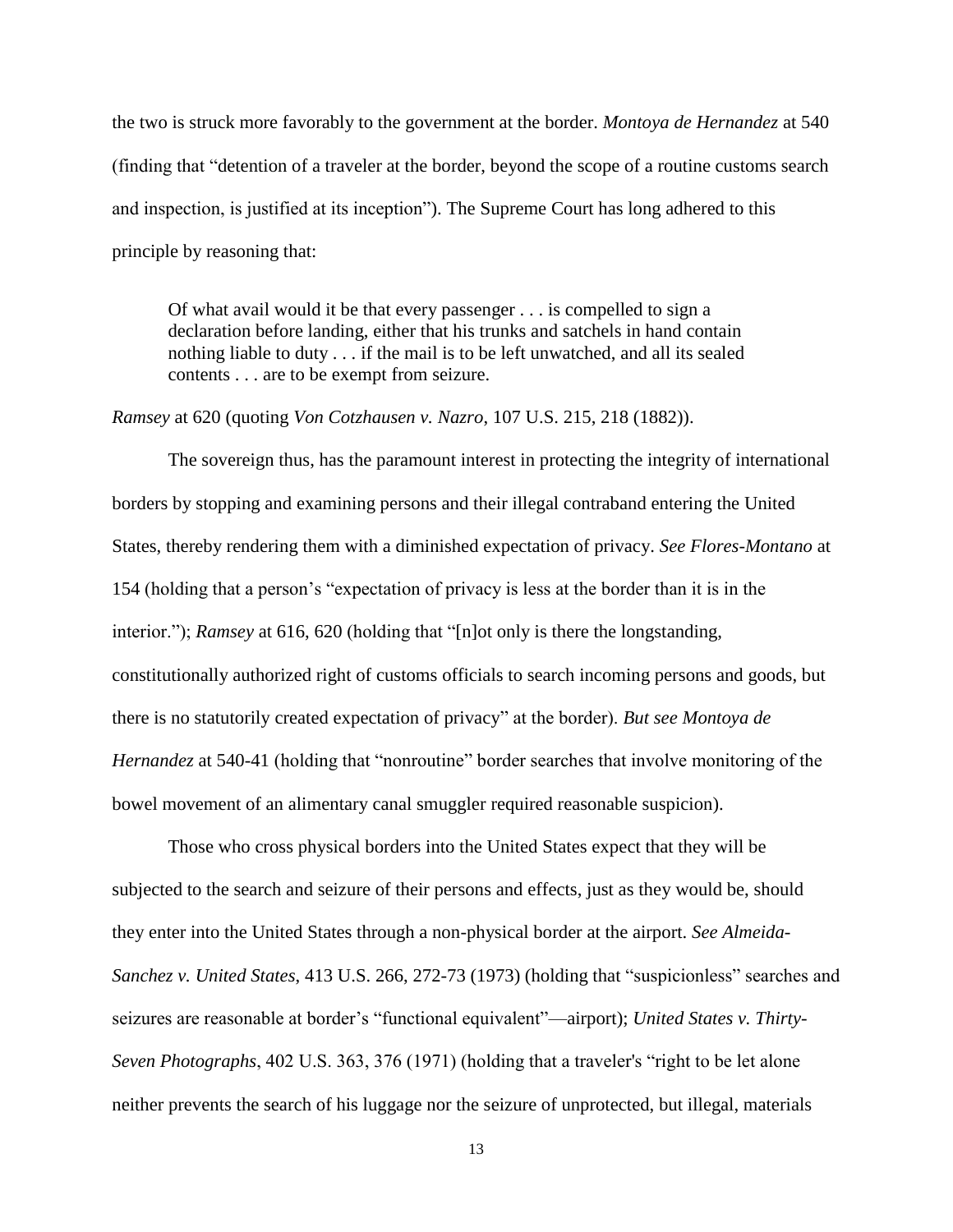the two is struck more favorably to the government at the border. *Montoya de Hernandez* at 540 (finding that "detention of a traveler at the border, beyond the scope of a routine customs search and inspection, is justified at its inception"). The Supreme Court has long adhered to this principle by reasoning that:

> Of what avail would it be that every passenger . . . is compelled to sign a declaration before landing, either that his trunks and satchels in hand contain nothing liable to duty . . . if the mail is to be left unwatched, and all its sealed contents . . . are to be exempt from seizure.

*Ramsey* at 620 (quoting *Von Cotzhausen v. Nazro*, 107 U.S. 215, 218 (1882)).

The sovereign thus, has the paramount interest in protecting the integrity of international borders by stopping and examining persons and their illegal contraband entering the United States, thereby rendering them with a diminished expectation of privacy. *See Flores-Montano* at 154 (holding that a person's "expectation of privacy is less at the border than it is in the interior."); *Ramsey* at 616, 620 (holding that "[n]ot only is there the longstanding, constitutionally authorized right of customs officials to search incoming persons and goods, but there is no statutorily created expectation of privacy" at the border). *But see Montoya de Hernandez* at 540-41 (holding that "nonroutine" border searches that involve monitoring of the bowel movement of an alimentary canal smuggler required reasonable suspicion).

Those who cross physical borders into the United States expect that they will be subjected to the search and seizure of their persons and effects, just as they would be, should they enter into the United States through a non-physical border at the airport. *See Almeida-Sanchez v. United States*, 413 U.S. 266, 272-73 (1973) (holding that "suspicionless" searches and seizures are reasonable at border's "functional equivalent"—airport); *United States v. Thirty-Seven Photographs*, 402 U.S. 363, 376 (1971) (holding that a traveler's "right to be let alone neither prevents the search of his luggage nor the seizure of unprotected, but illegal, materials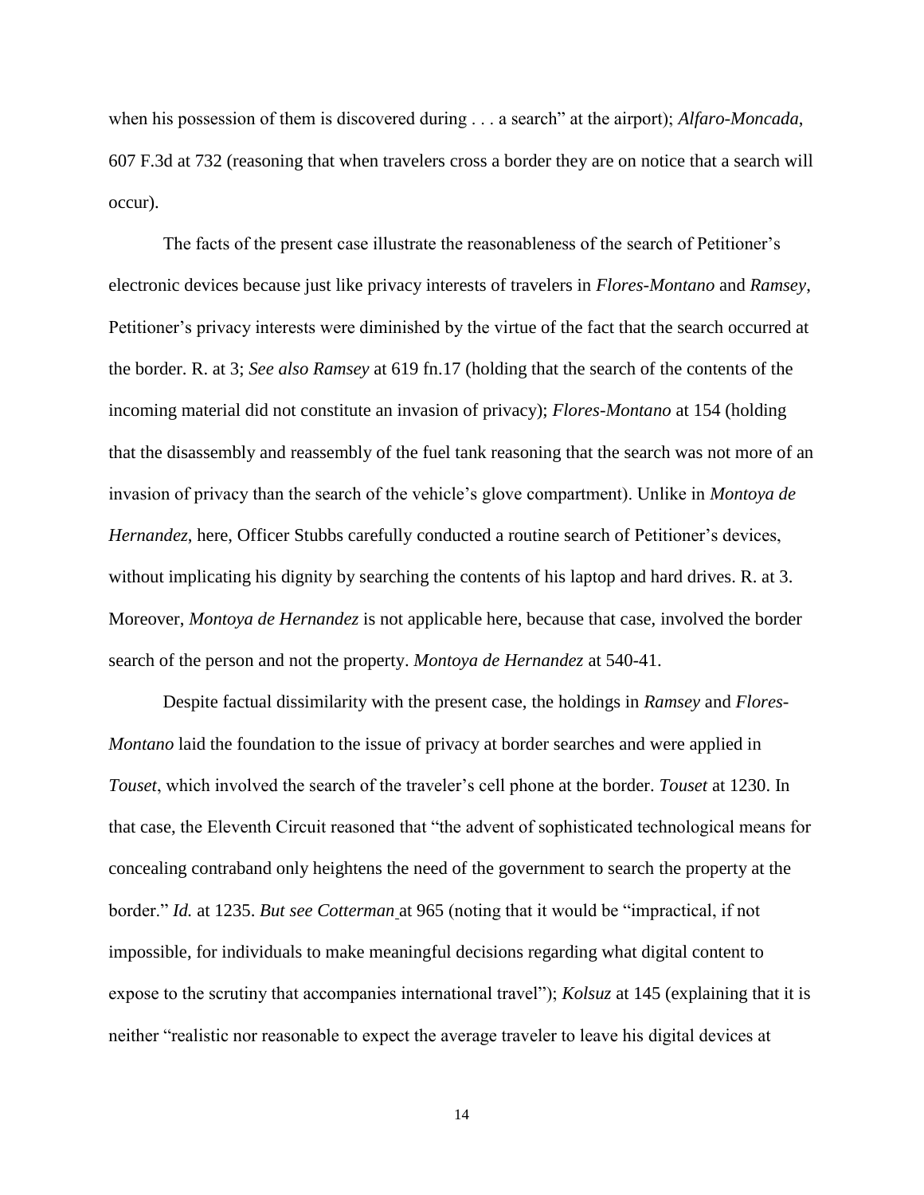when his possession of them is discovered during . . . a search" at the airport); *Alfaro-Moncada*, 607 F.3d at 732 (reasoning that when travelers cross a border they are on notice that a search will occur).

The facts of the present case illustrate the reasonableness of the search of Petitioner's electronic devices because just like privacy interests of travelers in *Flores-Montano* and *Ramsey*, Petitioner's privacy interests were diminished by the virtue of the fact that the search occurred at the border. R. at 3; *See also Ramsey* at 619 fn.17 (holding that the search of the contents of the incoming material did not constitute an invasion of privacy); *Flores-Montano* at 154 (holding that the disassembly and reassembly of the fuel tank reasoning that the search was not more of an invasion of privacy than the search of the vehicle's glove compartment). Unlike in *Montoya de Hernandez*, here, Officer Stubbs carefully conducted a routine search of Petitioner's devices, without implicating his dignity by searching the contents of his laptop and hard drives. R. at 3. Moreover, *Montoya de Hernandez* is not applicable here, because that case, involved the border search of the person and not the property. *Montoya de Hernandez* at 540-41.

Despite factual dissimilarity with the present case, the holdings in *Ramsey* and *Flores-Montano* laid the foundation to the issue of privacy at border searches and were applied in *Touset*, which involved the search of the traveler's cell phone at the border. *Touset* at 1230. In that case, the Eleventh Circuit reasoned that "the advent of sophisticated technological means for concealing contraband only heightens the need of the government to search the property at the border." *Id.* at 1235. *But see Cotterman* at 965 (noting that it would be "impractical, if not impossible, for individuals to make meaningful decisions regarding what digital content to expose to the scrutiny that accompanies international travel"); *Kolsuz* at 145 (explaining that it is neither "realistic nor reasonable to expect the average traveler to leave his digital devices at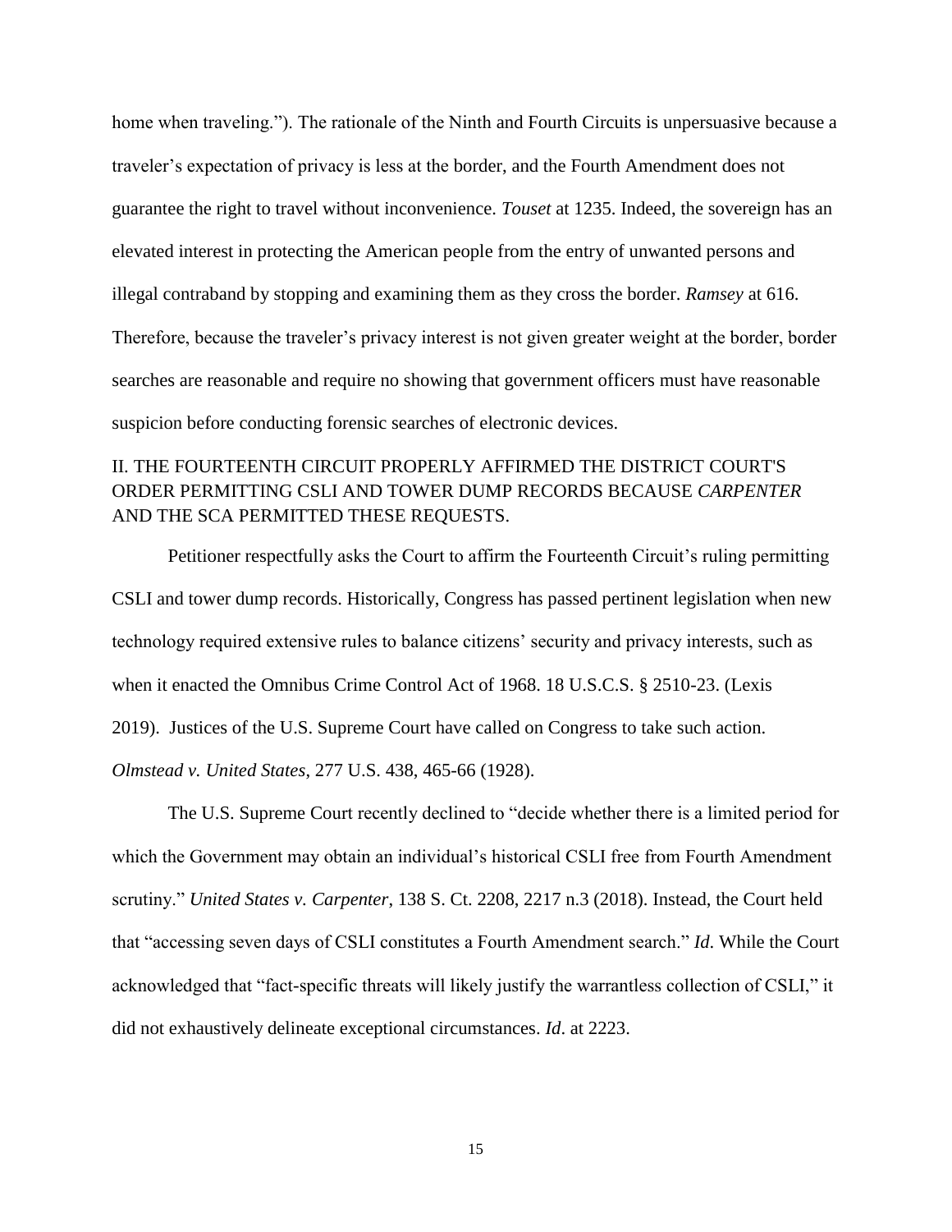home when traveling."). The rationale of the Ninth and Fourth Circuits is unpersuasive because a traveler's expectation of privacy is less at the border, and the Fourth Amendment does not guarantee the right to travel without inconvenience. *Touset* at 1235. Indeed, the sovereign has an elevated interest in protecting the American people from the entry of unwanted persons and illegal contraband by stopping and examining them as they cross the border. *Ramsey* at 616. Therefore, because the traveler's privacy interest is not given greater weight at the border, border searches are reasonable and require no showing that government officers must have reasonable suspicion before conducting forensic searches of electronic devices.

## II. THE FOURTEENTH CIRCUIT PROPERLY AFFIRMED THE DISTRICT COURT'S ORDER PERMITTING CSLI AND TOWER DUMP RECORDS BECAUSE *CARPENTER* AND THE SCA PERMITTED THESE REQUESTS.

Petitioner respectfully asks the Court to affirm the Fourteenth Circuit's ruling permitting CSLI and tower dump records. Historically, Congress has passed pertinent legislation when new technology required extensive rules to balance citizens' security and privacy interests, such as when it enacted the Omnibus Crime Control Act of 1968. 18 U.S.C.S. § 2510-23. (Lexis 2019). Justices of the U.S. Supreme Court have called on Congress to take such action. *Olmstead v. United States*, 277 U.S. 438, 465-66 (1928).

The U.S. Supreme Court recently declined to "decide whether there is a limited period for which the Government may obtain an individual's historical CSLI free from Fourth Amendment scrutiny." *United States v. Carpenter*, 138 S. Ct. 2208, 2217 n.3 (2018). Instead, the Court held that "accessing seven days of CSLI constitutes a Fourth Amendment search." *Id*. While the Court acknowledged that "fact-specific threats will likely justify the warrantless collection of CSLI," it did not exhaustively delineate exceptional circumstances. *Id*. at 2223.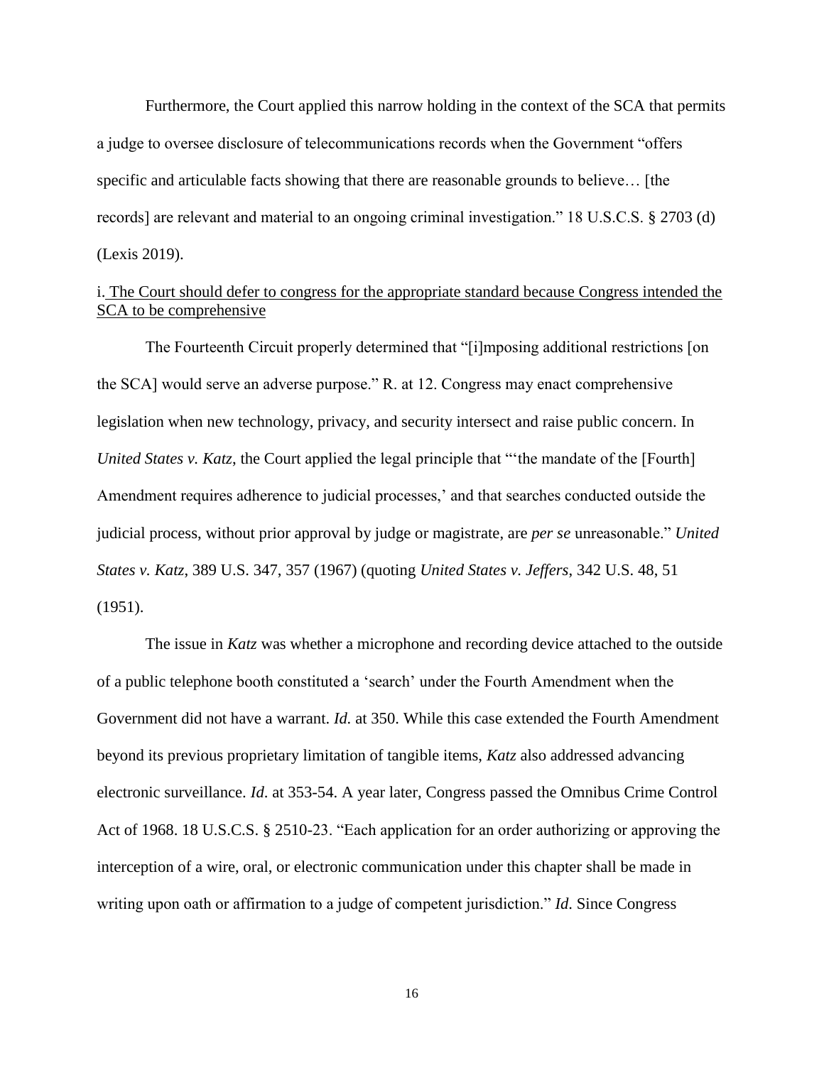Furthermore, the Court applied this narrow holding in the context of the SCA that permits a judge to oversee disclosure of telecommunications records when the Government "offers specific and articulable facts showing that there are reasonable grounds to believe… [the records] are relevant and material to an ongoing criminal investigation." 18 U.S.C.S. § 2703 (d) (Lexis 2019).

<u>i. The Court should defer to congress for the appropriate standard because Congress intended the SCA to be comprehensive</u>

The Fourteenth Circuit properly determined that "[i]mposing additional restrictions [on the SCA] would serve an adverse purpose." R. at 12. Congress may enact comprehensive legislation when new technology, privacy, and security intersect and raise public concern. In *United States v. Katz*, the Court applied the legal principle that "'the mandate of the [Fourth] Amendment requires adherence to judicial processes,' and that searches conducted outside the judicial process, without prior approval by judge or magistrate, are *per se* unreasonable." *United States v. Katz*, 389 U.S. 347, 357 (1967) (quoting *United States v. Jeffers*, 342 U.S. 48, 51 (1951).

The issue in *Katz* was whether a microphone and recording device attached to the outside of a public telephone booth constituted a 'search' under the Fourth Amendment when the Government did not have a warrant. *Id.* at 350. While this case extended the Fourth Amendment beyond its previous proprietary limitation of tangible items, *Katz* also addressed advancing electronic surveillance. *Id*. at 353-54. A year later, Congress passed the Omnibus Crime Control Act of 1968. 18 U.S.C.S. § 2510-23. "Each application for an order authorizing or approving the interception of a wire, oral, or electronic communication under this chapter shall be made in writing upon oath or affirmation to a judge of competent jurisdiction." *Id*. Since Congress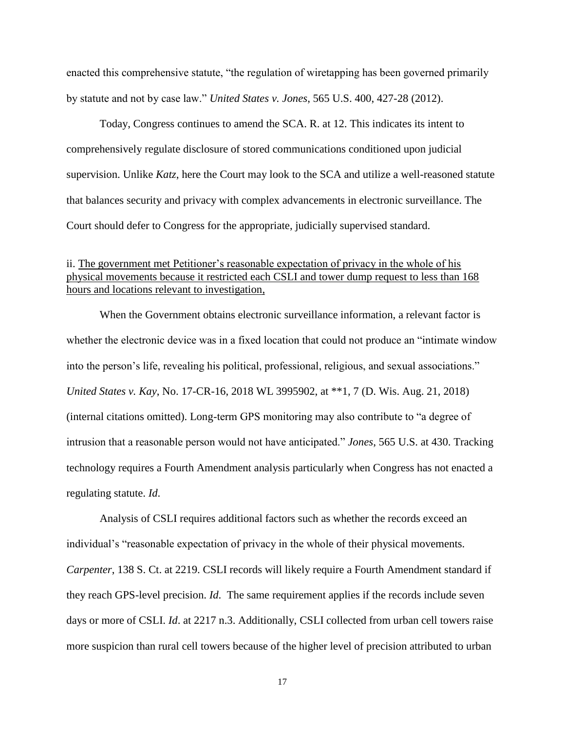enacted this comprehensive statute, "the regulation of wiretapping has been governed primarily by statute and not by case law." *United States v. Jones*, 565 U.S. 400, 427-28 (2012).

Today, Congress continues to amend the SCA. R. at 12. This indicates its intent to comprehensively regulate disclosure of stored communications conditioned upon judicial supervision. Unlike *Katz*, here the Court may look to the SCA and utilize a well-reasoned statute that balances security and privacy with complex advancements in electronic surveillance. The Court should defer to Congress for the appropriate, judicially supervised standard.

ii. <u>The government met Petitioner's reasonable expectation of privacy in the whole of his physical movements because it restricted each CSLI and tower dump request to less than 168 hours and locations relevant to investigation,</u>

When the Government obtains electronic surveillance information, a relevant factor is whether the electronic device was in a fixed location that could not produce an "intimate window into the person's life, revealing his political, professional, religious, and sexual associations." *United States v. Kay*, No. 17-CR-16, 2018 WL 3995902, at **1, 7 (D. Wis. Aug. 21, 2018) (internal citations omitted). Long-term GPS monitoring may also contribute to "a degree of intrusion that a reasonable person would not have anticipated." *Jones*, 565 U.S. at 430. Tracking technology requires a Fourth Amendment analysis particularly when Congress has not enacted a regulating statute. *Id*.

Analysis of CSLI requires additional factors such as whether the records exceed an individual's "reasonable expectation of privacy in the whole of their physical movements. *Carpenter*, 138 S. Ct. at 2219. CSLI records will likely require a Fourth Amendment standard if they reach GPS-level precision. *Id*. The same requirement applies if the records include seven days or more of CSLI. *Id*. at 2217 n.3. Additionally, CSLI collected from urban cell towers raise more suspicion than rural cell towers because of the higher level of precision attributed to urban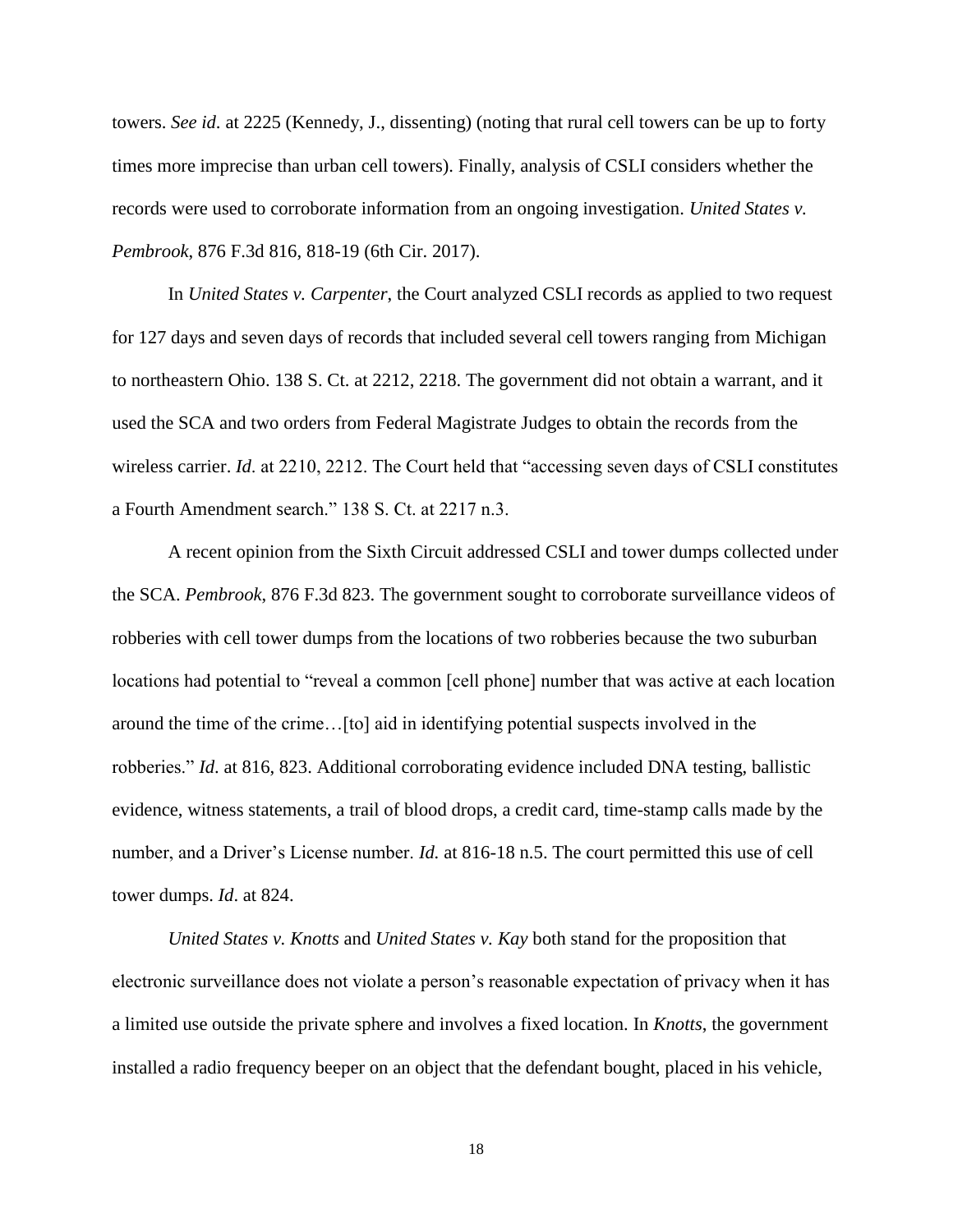towers. *See id*. at 2225 (Kennedy, J., dissenting) (noting that rural cell towers can be up to forty times more imprecise than urban cell towers). Finally, analysis of CSLI considers whether the records were used to corroborate information from an ongoing investigation. *United States v. Pembrook*, 876 F.3d 816, 818-19 (6th Cir. 2017).

In *United States v. Carpenter*, the Court analyzed CSLI records as applied to two request for 127 days and seven days of records that included several cell towers ranging from Michigan to northeastern Ohio. 138 S. Ct. at 2212, 2218. The government did not obtain a warrant, and it used the SCA and two orders from Federal Magistrate Judges to obtain the records from the wireless carrier. *Id*. at 2210, 2212. The Court held that "accessing seven days of CSLI constitutes a Fourth Amendment search." 138 S. Ct. at 2217 n.3.

A recent opinion from the Sixth Circuit addressed CSLI and tower dumps collected under the SCA. *Pembrook*, 876 F.3d 823. The government sought to corroborate surveillance videos of robberies with cell tower dumps from the locations of two robberies because the two suburban locations had potential to "reveal a common [cell phone] number that was active at each location around the time of the crime…[to] aid in identifying potential suspects involved in the robberies." *Id*. at 816, 823. Additional corroborating evidence included DNA testing, ballistic evidence, witness statements, a trail of blood drops, a credit card, time-stamp calls made by the number, and a Driver's License number. *Id.* at 816-18 n.5. The court permitted this use of cell tower dumps. *Id*. at 824.

*United States v. Knotts* and *United States v. Kay* both stand for the proposition that electronic surveillance does not violate a person's reasonable expectation of privacy when it has a limited use outside the private sphere and involves a fixed location. In *Knotts*, the government installed a radio frequency beeper on an object that the defendant bought, placed in his vehicle,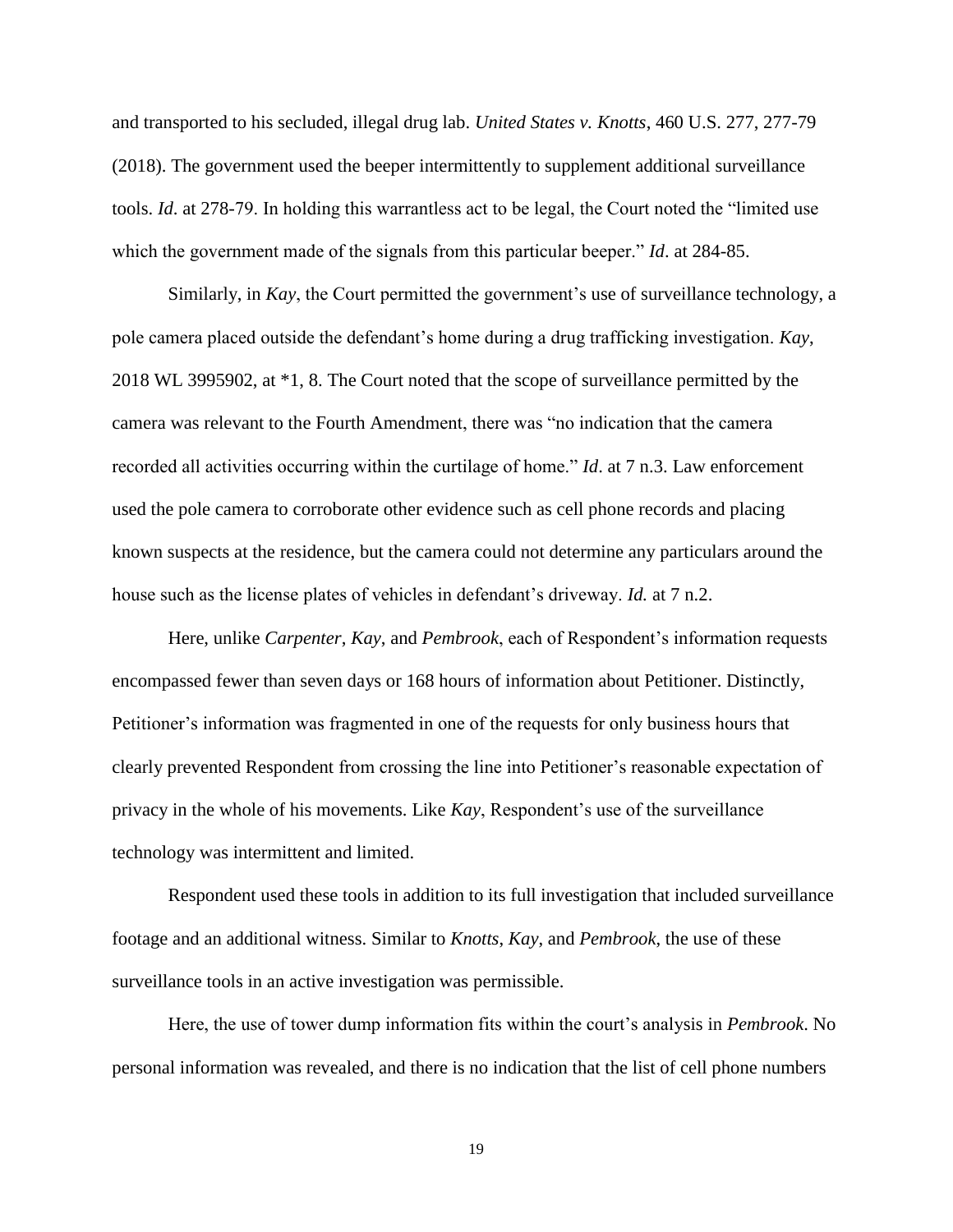and transported to his secluded, illegal drug lab. *United States v. Knotts*, 460 U.S. 277, 277-79 (2018). The government used the beeper intermittently to supplement additional surveillance tools. *Id*. at 278-79. In holding this warrantless act to be legal, the Court noted the "limited use which the government made of the signals from this particular beeper." *Id*. at 284-85.

Similarly, in *Kay*, the Court permitted the government's use of surveillance technology, a pole camera placed outside the defendant's home during a drug trafficking investigation. *Kay*, 2018 WL 3995902, at *1, 8. The Court noted that the scope of surveillance permitted by the camera was relevant to the Fourth Amendment, there was "no indication that the camera recorded all activities occurring within the curtilage of home." *Id*. at 7 n.3. Law enforcement used the pole camera to corroborate other evidence such as cell phone records and placing known suspects at the residence, but the camera could not determine any particulars around the house such as the license plates of vehicles in defendant's driveway. *Id.* at 7 n.2.

Here, unlike *Carpenter*, *Kay*, and *Pembrook*, each of Respondent's information requests encompassed fewer than seven days or 168 hours of information about Petitioner. Distinctly, Petitioner's information was fragmented in one of the requests for only business hours that clearly prevented Respondent from crossing the line into Petitioner's reasonable expectation of privacy in the whole of his movements. Like *Kay*, Respondent's use of the surveillance technology was intermittent and limited.

Respondent used these tools in addition to its full investigation that included surveillance footage and an additional witness. Similar to *Knotts*, *Kay*, and *Pembrook*, the use of these surveillance tools in an active investigation was permissible.

Here, the use of tower dump information fits within the court's analysis in *Pembrook*. No personal information was revealed, and there is no indication that the list of cell phone numbers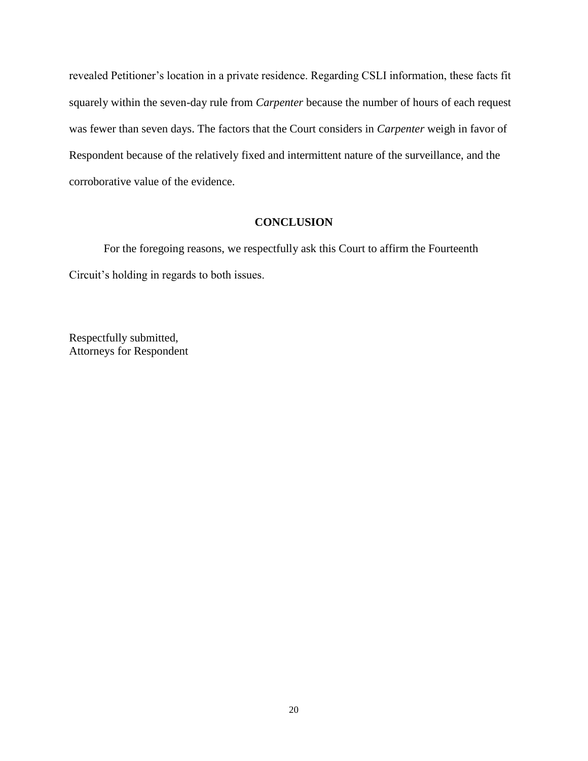revealed Petitioner's location in a private residence. Regarding CSLI information, these facts fit squarely within the seven-day rule from *Carpenter* because the number of hours of each request was fewer than seven days. The factors that the Court considers in *Carpenter* weigh in favor of Respondent because of the relatively fixed and intermittent nature of the surveillance, and the corroborative value of the evidence.

## CONCLUSION

For the foregoing reasons, we respectfully ask this Court to affirm the Fourteenth Circuit's holding in regards to both issues.

Respectfully submitted,
Attorneys for Respondent